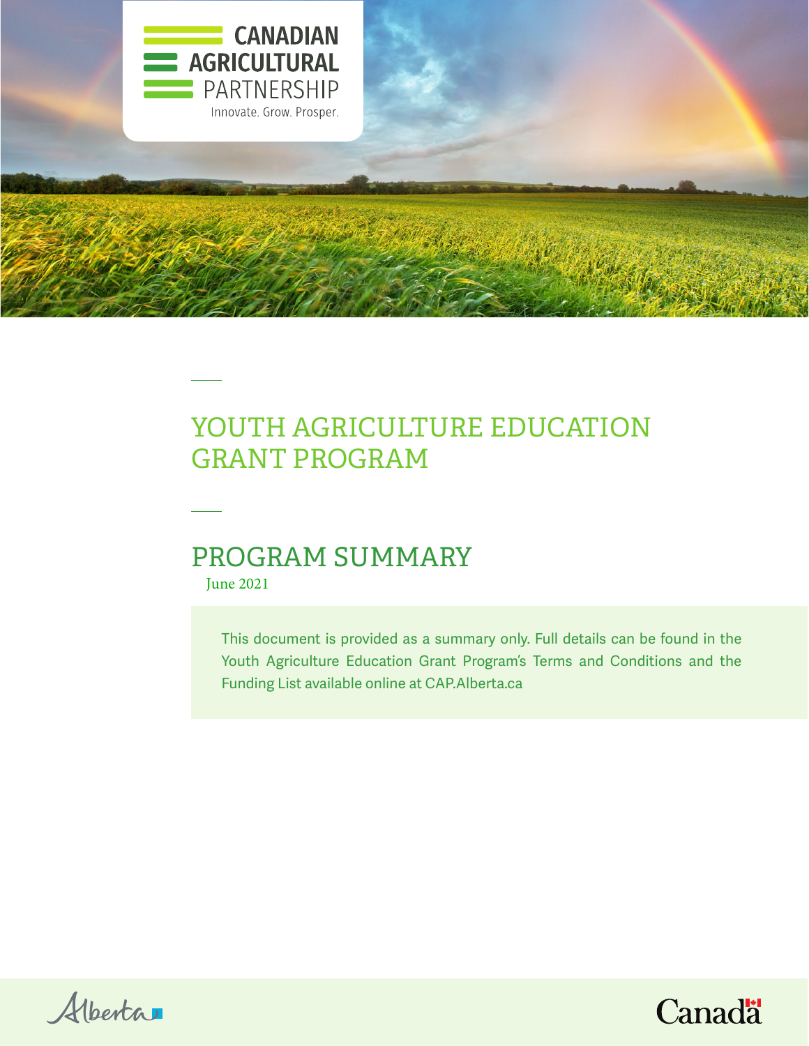CANADIAN AGRICULTURAL PARTNERSHIP

Innovate. Grow. Prosper.

# YOUTH AGRICULTURE EDUCATION GRANT PROGRAM

## PROGRAM SUMMARY

June 2021

This document is provided as a summary only. Full details can be found in the Youth Agriculture Education Grant Program's Terms and Conditions and the Funding List available online at CAP.Alberta.ca

Alberta

Canada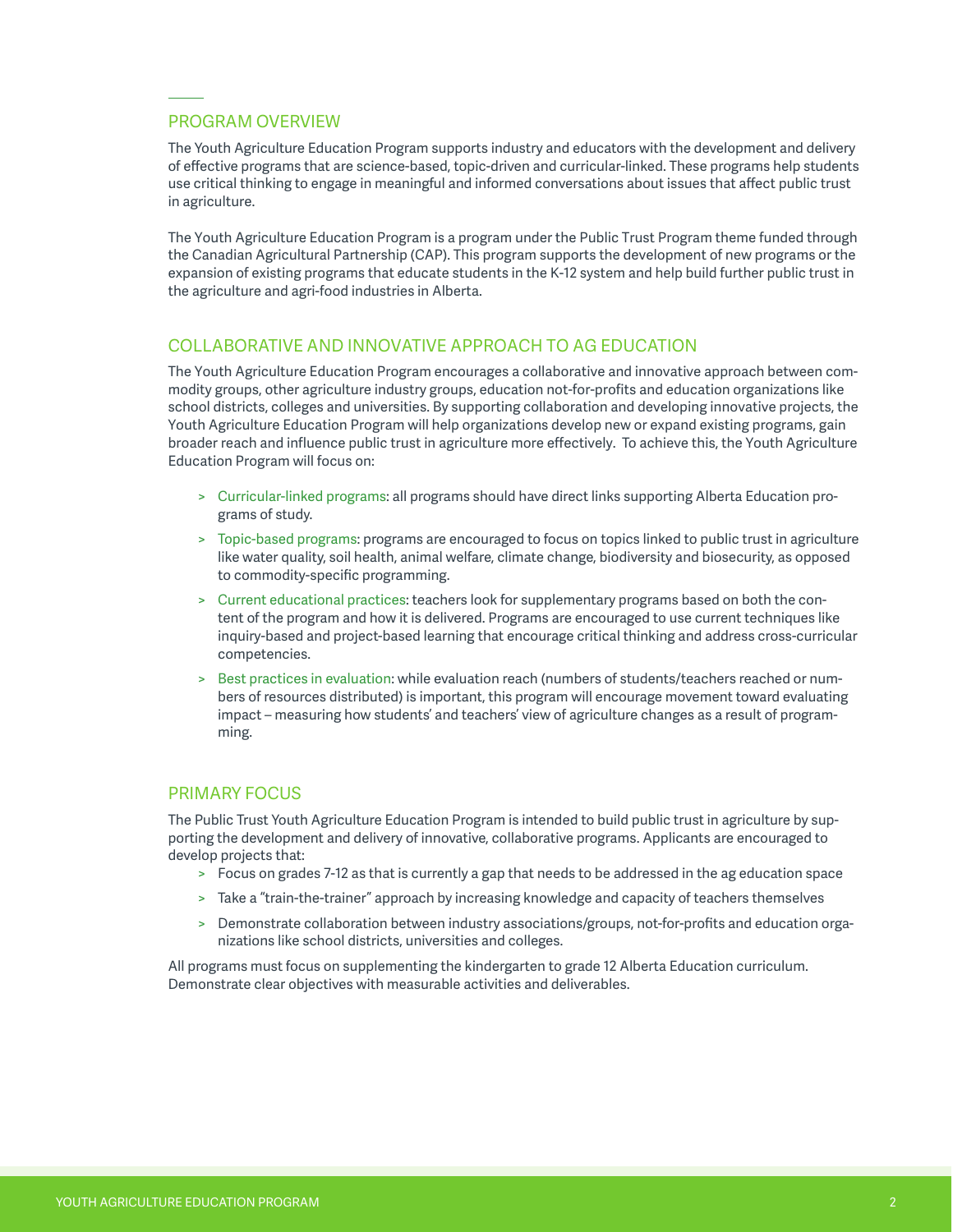## PROGRAM OVERVIEW

The Youth Agriculture Education Program supports industry and educators with the development and delivery of effective programs that are science-based, topic-driven and curricular-linked. These programs help students use critical thinking to engage in meaningful and informed conversations about issues that affect public trust in agriculture.

The Youth Agriculture Education Program is a program under the Public Trust Program theme funded through the Canadian Agricultural Partnership (CAP). This program supports the development of new programs or the expansion of existing programs that educate students in the K-12 system and help build further public trust in the agriculture and agri-food industries in Alberta.

## COLLABORATIVE AND INNOVATIVE APPROACH TO AG EDUCATION

The Youth Agriculture Education Program encourages a collaborative and innovative approach between commodity groups, other agriculture industry groups, education not-for-profits and education organizations like school districts, colleges and universities. By supporting collaboration and developing innovative projects, the Youth Agriculture Education Program will help organizations develop new or expand existing programs, gain broader reach and influence public trust in agriculture more effectively. To achieve this, the Youth Agriculture Education Program will focus on:

- Curricular-linked programs: all programs should have direct links supporting Alberta Education programs of study.
- Topic-based programs: programs are encouraged to focus on topics linked to public trust in agriculture like water quality, soil health, animal welfare, climate change, biodiversity and biosecurity, as opposed to commodity-specific programming.
- Current educational practices: teachers look for supplementary programs based on both the content of the program and how it is delivered. Programs are encouraged to use current techniques like inquiry-based and project-based learning that encourage critical thinking and address cross-curricular competencies.
- Best practices in evaluation: while evaluation reach (numbers of students/teachers reached or numbers of resources distributed) is important, this program will encourage movement toward evaluating impact – measuring how students' and teachers' view of agriculture changes as a result of programming.

## PRIMARY FOCUS

The Public Trust Youth Agriculture Education Program is intended to build public trust in agriculture by supporting the development and delivery of innovative, collaborative programs. Applicants are encouraged to develop projects that:

- Focus on grades 7-12 as that is currently a gap that needs to be addressed in the ag education space
- Take a "train-the-trainer" approach by increasing knowledge and capacity of teachers themselves
- Demonstrate collaboration between industry associations/groups, not-for-profits and education organizations like school districts, universities and colleges.

All programs must focus on supplementing the kindergarten to grade 12 Alberta Education curriculum. Demonstrate clear objectives with measurable activities and deliverables.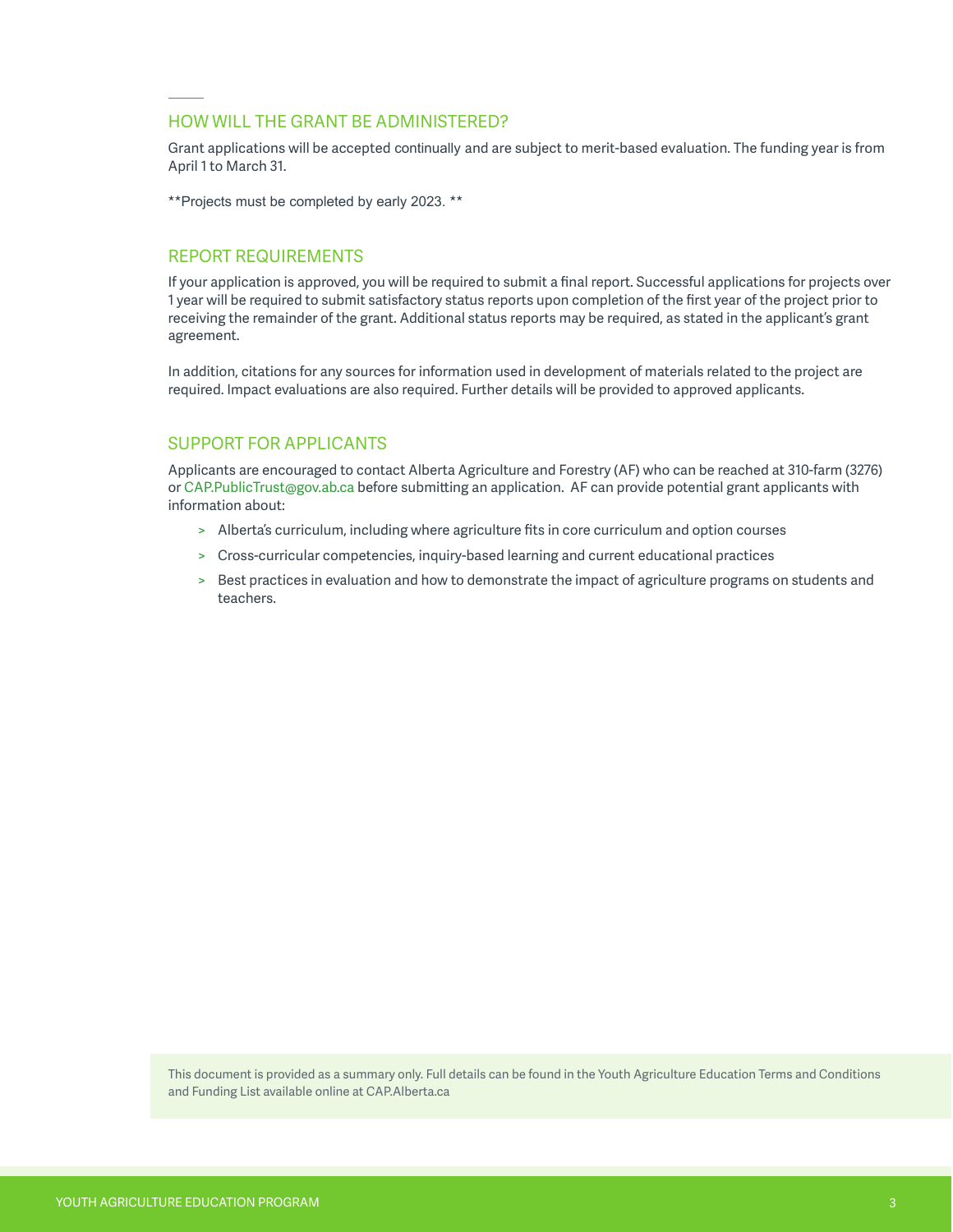## HOW WILL THE GRANT BE ADMINISTERED?

Grant applications will be accepted continually and are subject to merit-based evaluation. The funding year is from April 1 to March 31.

**Projects must be completed by early 2023.**

## REPORT REQUIREMENTS

If your application is approved, you will be required to submit a final report. Successful applications for projects over 1 year will be required to submit satisfactory status reports upon completion of the first year of the project prior to receiving the remainder of the grant. Additional status reports may be required, as stated in the applicant's grant agreement.

In addition, citations for any sources for information used in development of materials related to the project are required. Impact evaluations are also required. Further details will be provided to approved applicants.

## SUPPORT FOR APPLICANTS

Applicants are encouraged to contact Alberta Agriculture and Forestry (AF) who can be reached at 310-farm (3276) or CAP.PublicTrust@gov.ab.ca before submitting an application. AF can provide potential grant applicants with information about:

- Alberta's curriculum, including where agriculture fits in core curriculum and option courses
- Cross-curricular competencies, inquiry-based learning and current educational practices
- Best practices in evaluation and how to demonstrate the impact of agriculture programs on students and teachers.

This document is provided as a summary only. Full details can be found in the Youth Agriculture Education Terms and Conditions and Funding List available online at CAP.Alberta.ca